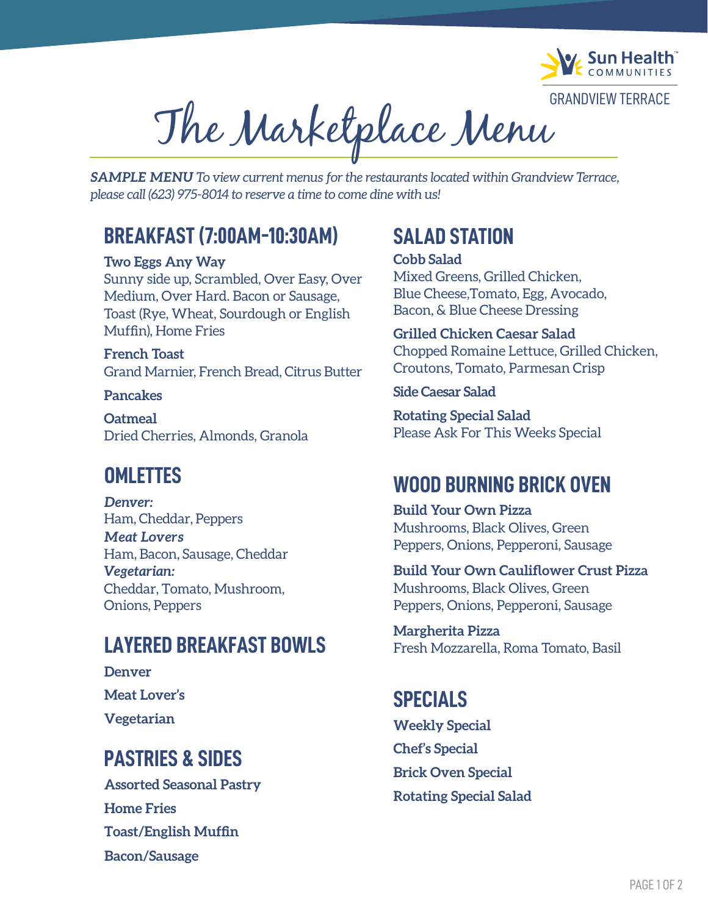Sun Health COMMUNITIES

GRANDVIEW TERRACE

# The Marketplace Menu

***SAMPLE MENU*** *To view current menus for the restaurants located within Grandview Terrace, please call (623) 975-8014 to reserve a time to come dine with us!*

## BREAKFAST (7:00AM-10:30AM)

**Two Eggs Any Way**
Sunny side up, Scrambled, Over Easy, Over Medium, Over Hard. Bacon or Sausage, Toast (Rye, Wheat, Sourdough or English Muffin), Home Fries

**French Toast**
Grand Marnier, French Bread, Citrus Butter

**Pancakes**

**Oatmeal**
Dried Cherries, Almonds, Granola

## OMLETTES

***Denver:***
Ham, Cheddar, Peppers
***Meat Lovers***
Ham, Bacon, Sausage, Cheddar
***Vegetarian:***
Cheddar, Tomato, Mushroom, Onions, Peppers

## LAYERED BREAKFAST BOWLS

**Denver**

**Meat Lover's**

**Vegetarian**

## PASTRIES & SIDES

**Assorted Seasonal Pastry**

**Home Fries**

**Toast/English Muffin**

**Bacon/Sausage**

## SALAD STATION

**Cobb Salad**
Mixed Greens, Grilled Chicken, Blue Cheese,Tomato, Egg, Avocado, Bacon, & Blue Cheese Dressing

**Grilled Chicken Caesar Salad**
Chopped Romaine Lettuce, Grilled Chicken, Croutons, Tomato, Parmesan Crisp

**Side Caesar Salad**

**Rotating Special Salad**
Please Ask For This Weeks Special

## WOOD BURNING BRICK OVEN

**Build Your Own Pizza**
Mushrooms, Black Olives, Green Peppers, Onions, Pepperoni, Sausage

**Build Your Own Cauliflower Crust Pizza**
Mushrooms, Black Olives, Green Peppers, Onions, Pepperoni, Sausage

**Margherita Pizza**
Fresh Mozzarella, Roma Tomato, Basil

## SPECIALS

**Weekly Special**

**Chef's Special**

**Brick Oven Special**

**Rotating Special Salad**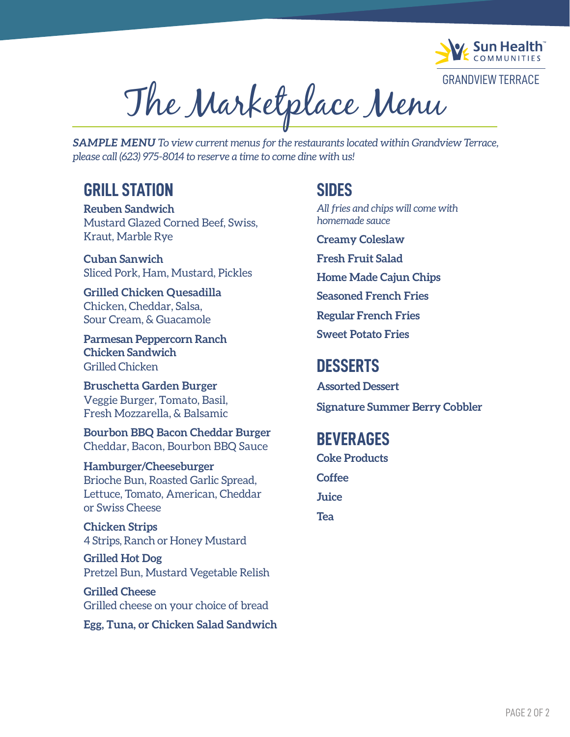Sun Health COMMUNITIES

GRANDVIEW TERRACE

# The Marketplace Menu

***SAMPLE MENU*** *To view current menus for the restaurants located within Grandview Terrace, please call (623) 975-8014 to reserve a time to come dine with us!*

## GRILL STATION

**Reuben Sandwich**
Mustard Glazed Corned Beef, Swiss, Kraut, Marble Rye

**Cuban Sanwich**
Sliced Pork, Ham, Mustard, Pickles

**Grilled Chicken Quesadilla**
Chicken, Cheddar, Salsa, Sour Cream, & Guacamole

**Parmesan Peppercorn Ranch Chicken Sandwich**
Grilled Chicken

**Bruschetta Garden Burger**
Veggie Burger, Tomato, Basil, Fresh Mozzarella, & Balsamic

**Bourbon BBQ Bacon Cheddar Burger**
Cheddar, Bacon, Bourbon BBQ Sauce

**Hamburger/Cheeseburger**
Brioche Bun, Roasted Garlic Spread, Lettuce, Tomato, American, Cheddar or Swiss Cheese

**Chicken Strips**
4 Strips, Ranch or Honey Mustard

**Grilled Hot Dog**
Pretzel Bun, Mustard Vegetable Relish

**Grilled Cheese**
Grilled cheese on your choice of bread

**Egg, Tuna, or Chicken Salad Sandwich**

## SIDES

*All fries and chips will come with homemade sauce*

**Creamy Coleslaw**

**Fresh Fruit Salad**

**Home Made Cajun Chips**

**Seasoned French Fries**

**Regular French Fries**

**Sweet Potato Fries**

## DESSERTS

**Assorted Dessert**

**Signature Summer Berry Cobbler**

## BEVERAGES

**Coke Products**

**Coffee**

**Juice**

**Tea**